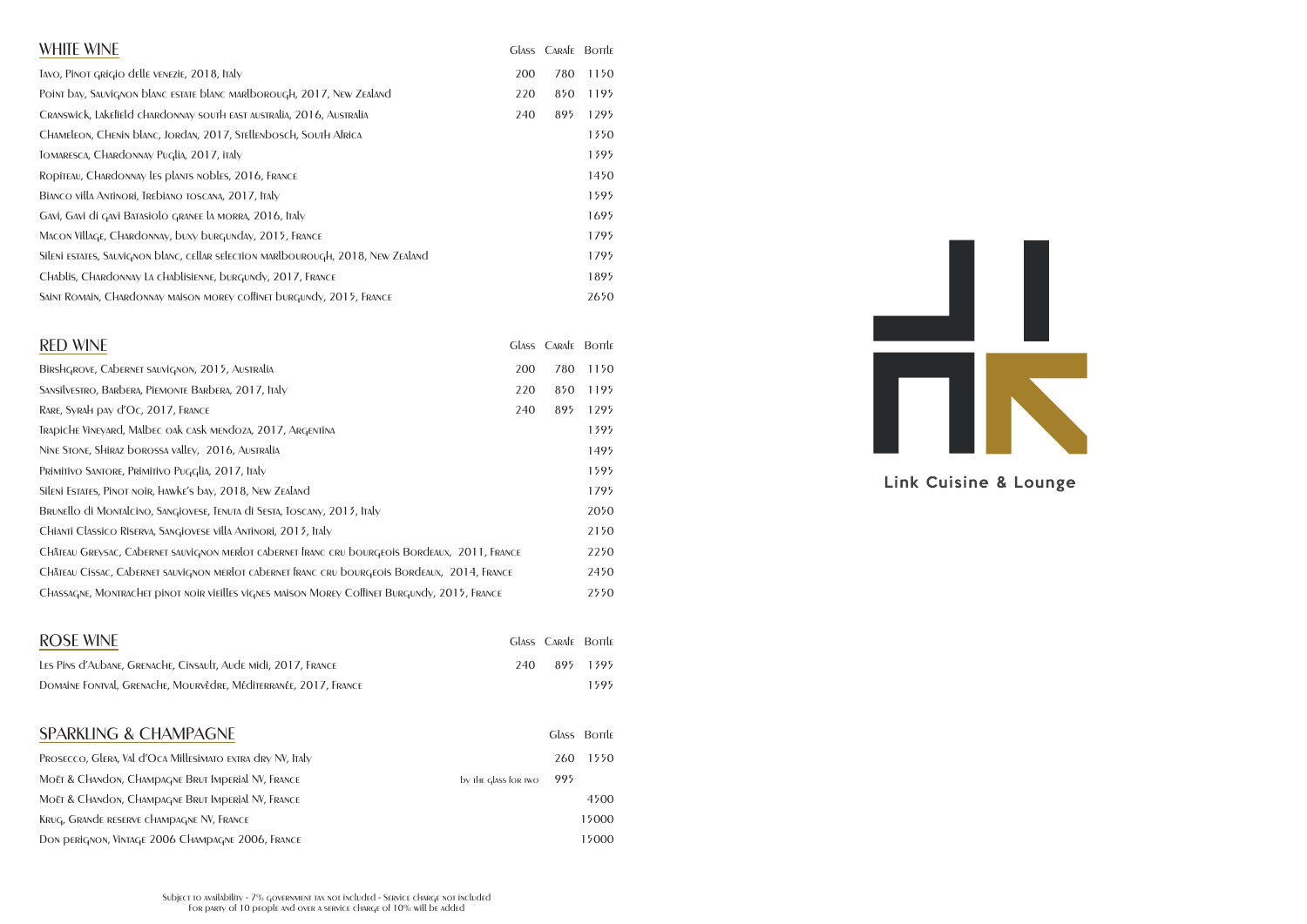## WHITE WINE

| | Glass | Carafe | Bottle |
|---|---|---|---|
| Tavo, Pinot grigio delle venezie, 2018, Italy | 200 | 780 | 1150 |
| Point bay, Sauvignon blanc estate blanc marlborough, 2017, New Zealand | 220 | 850 | 1195 |
| Cranswick, Lakefield chardonnay south east australia, 2016, Australia | 240 | 895 | 1295 |
| Chameleon, Chenin blanc, Jordan, 2017, Stellenbosch, South Africa | | | 1350 |
| Tomaresca, Chardonnay Puglia, 2017, italy | | | 1395 |
| Ropiteau, Chardonnay les plants nobles, 2016, France | | | 1450 |
| Bianco villa Antinori, Trebiano toscana, 2017, Italy | | | 1595 |
| Gavi, Gavi di gavi Batasiolo granee la morra, 2016, Italy | | | 1695 |
| Macon Village, Chardonnay, buxy burgunday, 2015, France | | | 1795 |
| Sileni estates, Sauvignon blanc, cellar selection marlbourough, 2018, New Zealand | | | 1795 |
| Chablis, Chardonnay La chablisienne, burgundy, 2017, France | | | 1895 |
| Saint Romain, Chardonnay maison morey coffinet burgundy, 2015, France | | | 2650 |

## RED WINE

| | Glass | Carafe | Bottle |
|---|---|---|---|
| Birshgrove, Cabernet sauvignon, 2015, Australia | 200 | 780 | 1150 |
| Sansilvestro, Barbera, Piemonte Barbera, 2017, Italy | 220 | 850 | 1195 |
| Rare, Syrah pay d'Oc, 2017, France | 240 | 895 | 1295 |
| Trapiche Vineyard, Malbec oak cask mendoza, 2017, Argentina | | | 1395 |
| Nine Stone, Shiraz borossa valley, 2016, Australia | | | 1495 |
| Primitivo Santore, Primitivo Pugglia, 2017, Italy | | | 1595 |
| Sileni Estates, Pinot noir, Hawke's bay, 2018, New Zealand | | | 1795 |
| Brunello di Montalcino, Sangiovese, Tenuta di Sesta, Toscany, 2013, Italy | | | 2050 |
| Chianti Classico Riserva, Sangiovese villa Antinori, 2013, Italy | | | 2150 |
| Château Greysac, Cabernet sauvignon merlot cabernet franc cru bourgeois Bordeaux, 2011, France | | | 2250 |
| Château Cissac, Cabernet sauvignon merlot cabernet franc cru bourgeois Bordeaux, 2014, France | | | 2450 |
| Chassagne, Montrachet pinot noir vieilles vignes maison Morey Coffinet Burgundy, 2015, France | | | 2550 |

## ROSE WINE

| | Glass | Carafe | Bottle |
|---|---|---|---|
| Les Pins d'Aubane, Grenache, Cinsault, Aude midi, 2017, France | 240 | 895 | 1395 |
| Domaine Fontval, Grenache, Mourvèdre, Méditerranée, 2017, France | | | 1595 |

## SPARKLING & CHAMPAGNE

| | | Glass | Bottle |
|---|---|---|---|
| Prosecco, Glera, Val d'Oca Millesimato extra dry NV, Italy | | 260 | 1550 |
| Moët & Chandon, Champagne Brut Imperial NV, France | by the glass for two | 995 | |
| Moët & Chandon, Champagne Brut Imperial NV, France | | | 4500 |
| Krug, Grande reserve champagne NV, France | | | 15000 |
| Don perignon, Vintage 2006 Champagne 2006, France | | | 15000 |

Subject to availability - 7% government tax not included - Service charge not included
For party of 10 people and over a service charge of 10% will be added

Link Cuisine & Lounge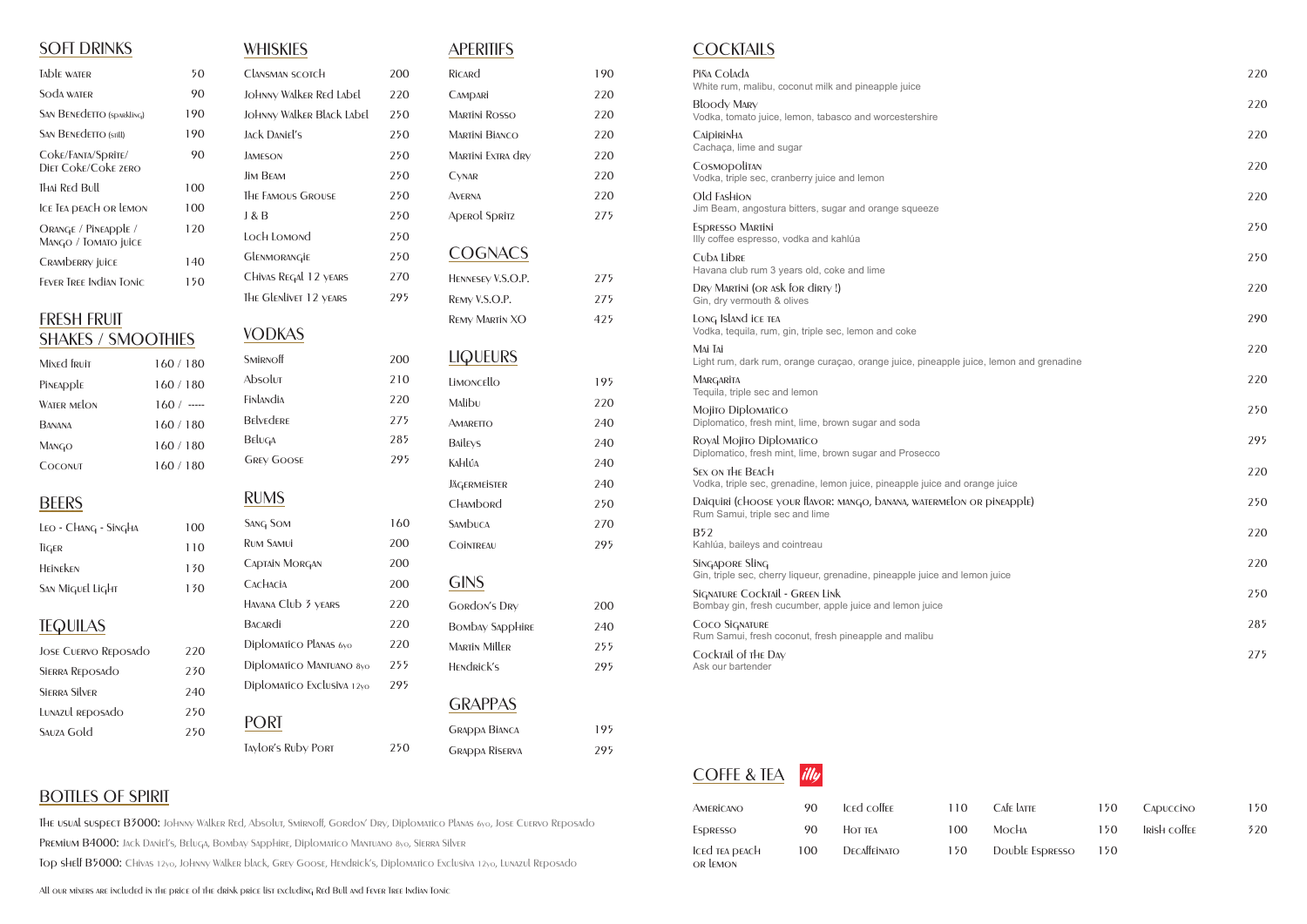## Soft Drinks

| | |
|---|---|
| Table water | 50 |
| Soda water | 90 |
| San Benedetto (sparkling) | 190 |
| San Benedetto (still) | 190 |
| Coke/Fanta/Sprite/ Diet Coke/Coke zero | 90 |
| Thai Red Bull | 100 |
| Ice Tea peach or lemon | 100 |
| Orange / Pineapple / Mango / Tomato juice | 120 |
| Cranberry juice | 140 |
| Fever Tree Indian Tonic | 150 |

## Fresh Fruit Shakes / Smoothies

| | |
|---|---|
| Mixed fruit | 160 / 180 |
| Pineapple | 160 / 180 |
| Water melon | 160 / ----- |
| Banana | 160 / 180 |
| Mango | 160 / 180 |
| Coconut | 160 / 180 |

## Beers

| | |
|---|---|
| Leo - Chang - Singha | 100 |
| Tiger | 110 |
| Heineken | 130 |
| San Miguel Light | 130 |

## Tequilas

| | |
|---|---|
| Jose Cuervo Reposado | 220 |
| Sierra Reposado | 230 |
| Sierra Silver | 240 |
| Lunazul reposado | 250 |
| Sauza Gold | 250 |

## Whiskies

| | |
|---|---|
| Clansman scotch | 200 |
| Johnny Walker Red Label | 220 |
| Johnny Walker Black Label | 250 |
| Jack Daniel's | 250 |
| Jameson | 250 |
| Jim Beam | 250 |
| The Famous Grouse | 250 |
| J & B | 250 |
| Loch Lomond | 250 |
| Glenmorangie | 250 |
| Chivas Regal 12 years | 270 |
| The Glenlivet 12 years | 295 |

## Vodkas

| | |
|---|---|
| Smirnoff | 200 |
| Absolut | 210 |
| Finlandia | 220 |
| Belvedere | 275 |
| Beluga | 285 |
| Grey Goose | 295 |

## Rums

| | |
|---|---|
| Sang Som | 160 |
| Rum Samui | 200 |
| Captain Morgan | 200 |
| Cachacia | 200 |
| Havana Club 3 years | 220 |
| Bacardi | 220 |
| Diplomatico Planas 6yo | 220 |
| Diplomatico Mantuano 8yo | 255 |
| Diplomatico Exclusiva 12yo | 295 |

## Port

| | |
|---|---|
| Taylor's Ruby Port | 250 |

## Aperitifs

| | |
|---|---|
| Ricard | 190 |
| Campari | 220 |
| Martini Rosso | 220 |
| Martini Bianco | 220 |
| Martini Extra dry | 220 |
| Cynar | 220 |
| Averna | 220 |
| Aperol Spritz | 275 |

## Cognacs

| | |
|---|---|
| Hennesey V.S.O.P. | 275 |
| Remy V.S.O.P. | 275 |
| Remy Martin XO | 425 |

## Liqueurs

| | |
|---|---|
| Limoncello | 195 |
| Malibu | 220 |
| Amaretto | 240 |
| Baileys | 240 |
| Kahlúa | 240 |
| Jägermeister | 240 |
| Chambord | 250 |
| Sambuca | 270 |
| Cointreau | 295 |

## Gins

| | |
|---|---|
| Gordon's Dry | 200 |
| Bombay Sapphire | 240 |
| Martin Miller | 255 |
| Hendrick's | 295 |

## Grappas

| | |
|---|---|
| Grappa Bianca | 195 |
| Grappa Riserva | 295 |

## Cocktails

| | |
|---|---|
| **Piña Colada**<br>White rum, malibu, coconut milk and pineapple juice | 220 |
| **Bloody Mary**<br>Vodka, tomato juice, lemon, tabasco and worcestershire | 220 |
| **Caipirinha**<br>Cachaça, lime and sugar | 220 |
| **Cosmopolitan**<br>Vodka, triple sec, cranberry juice and lemon | 220 |
| **Old Fashion**<br>Jim Beam, angostura bitters, sugar and orange squeeze | 220 |
| **Espresso Martini**<br>Illy coffee espresso, vodka and kahlúa | 250 |
| **Cuba Libre**<br>Havana club rum 3 years old, coke and lime | 250 |
| **Dry Martini (or ask for dirty !)**<br>Gin, dry vermouth & olives | 220 |
| **Long Island ice tea**<br>Vodka, tequila, rum, gin, triple sec, lemon and coke | 290 |
| **Mai Tai**<br>Light rum, dark rum, orange curaçao, orange juice, pineapple juice, lemon and grenadine | 220 |
| **Margarita**<br>Tequila, triple sec and lemon | 220 |
| **Mojito Diplomatico**<br>Diplomatico, fresh mint, lime, brown sugar and soda | 250 |
| **Royal Mojito Diplomatico**<br>Diplomatico, fresh mint, lime, brown sugar and Prosecco | 295 |
| **Sex on the Beach**<br>Vodka, triple sec, grenadine, lemon juice, pineapple juice and orange juice | 220 |
| **Daiquiri (choose your flavor: mango, banana, watermelon or pineapple)**<br>Rum Samui, triple sec and lime | 250 |
| **B52**<br>Kahlúa, baileys and cointreau | 220 |
| **Singapore Sling**<br>Gin, triple sec, cherry liqueur, grenadine, pineapple juice and lemon juice | 220 |
| **Signature Cocktail - Green Link**<br>Bombay gin, fresh cucumber, apple juice and lemon juice | 250 |
| **Coco Signature**<br>Rum Samui, fresh coconut, fresh pineapple and malibu | 285 |
| **Cocktail of the Day**<br>Ask our bartender | 275 |

## Coffe & Tea illy

| | | | | | | | |
|---|---|---|---|---|---|---|---|
| Americano | 90 | Iced coffee | 110 | Cafe latte | 150 | Capuccino | 150 |
| Espresso | 90 | Hot tea | 100 | Mocha | 150 | Irish coffee | 320 |
| Iced tea peach or lemon | 100 | Decaffeinato | 150 | Double Espresso | 150 | | |

## Bottles of Spirit

**The usual suspect B3000:** Johnny Walker Red, Absolut, Smirnoff, Gordon' Dry, Diplomatico Planas 6yo, Jose Cuervo Reposado

**Premium B4000:** Jack Daniel's, Beluga, Bombay Sapphire, Diplomatico Mantuano 8yo, Sierra Silver

**Top shelf B5000:** Chivas 12yo, Johnny Walker black, Grey Goose, Hendrick's, Diplomatico Exclusiva 12yo, Lunazul Reposado

All our mixers are included in the price of the drink price list excluding Red Bull and Fever Tree Indian Tonic